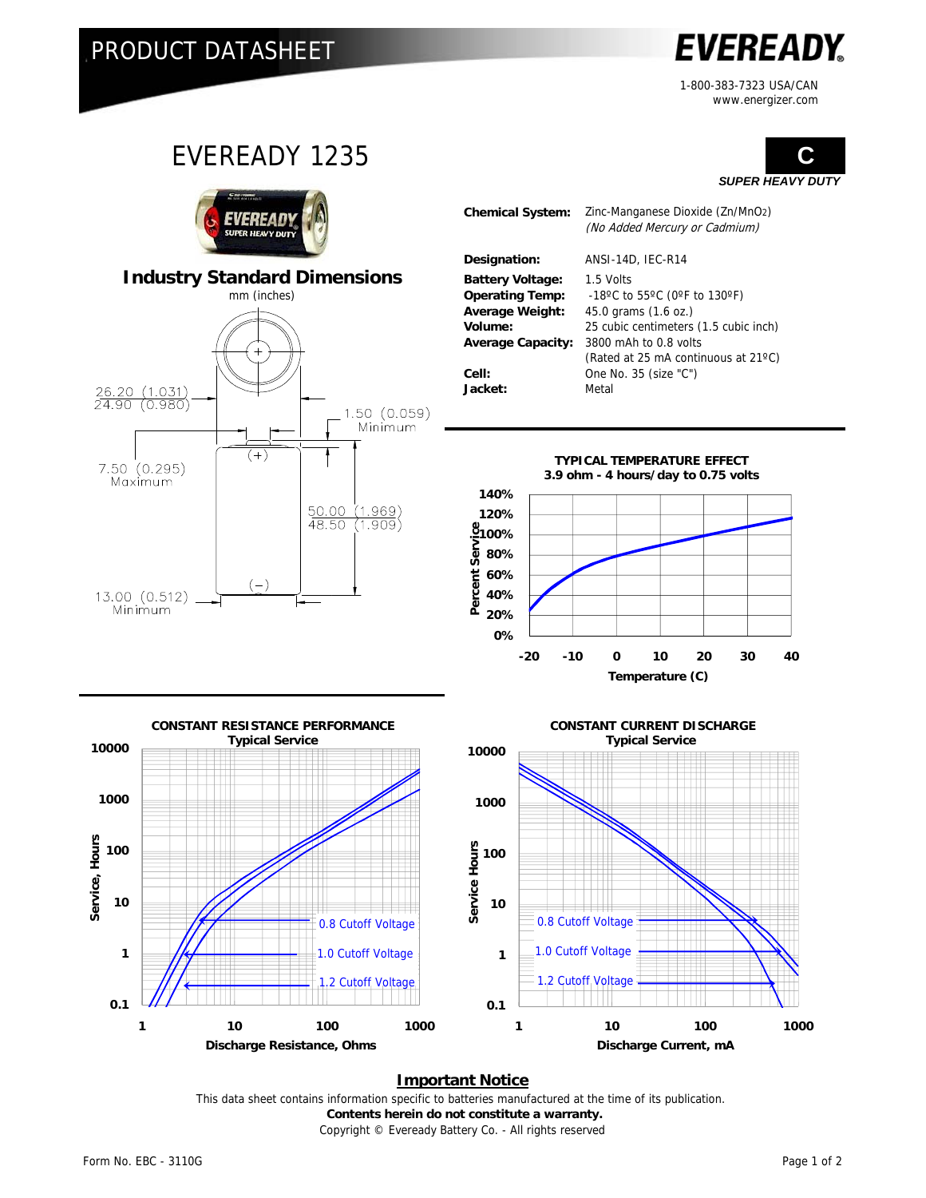# PRODUCT DATASHEET

**EVEREADY**

1-800-383-7323 USA/CAN
www.energizer.com

## EVEREADY 1235

**C**

***SUPER HEAVY DUTY***

### Industry Standard Dimensions

mm (inches)

26.20 (1.031)
24.90 (0.980)

1.50 (0.059) Minimum

7.50 (0.295) Maximum

50.00 (1.969)
48.50 (1.909)

13.00 (0.512) Minimum

| | |
|---|---|
| **Chemical System:** | Zinc-Manganese Dioxide ($Zn/MnO_2$) *(No Added Mercury or Cadmium)* |
| **Designation:** | ANSI-14D, IEC-R14 |
| **Battery Voltage:** | 1.5 Volts |
| **Operating Temp:** | -18ºC to 55ºC (0ºF to 130ºF) |
| **Average Weight:** | 45.0 grams (1.6 oz.) |
| **Volume:** | 25 cubic centimeters (1.5 cubic inch) |
| **Average Capacity:** | 3800 mAh to 0.8 volts (Rated at 25 mA continuous at 21ºC) |
| **Cell:** | One No. 35 (size "C") |
| **Jacket:** | Metal |

**TYPICAL TEMPERATURE EFFECT**
**3.9 ohm - 4 hours/day to 0.75 volts**

Percent Service: 0%, 20%, 40%, 60%, 80%, 100%, 120%, 140%
Temperature (C): -20, -10, 0, 10, 20, 30, 40

**CONSTANT RESISTANCE PERFORMANCE**
**Typical Service**

Service, Hours: 0.1, 1, 10, 100, 1000, 10000
Discharge Resistance, Ohms: 1, 10, 100, 1000
0.8 Cutoff Voltage; 1.0 Cutoff Voltage; 1.2 Cutoff Voltage

**CONSTANT CURRENT DISCHARGE**
**Typical Service**

Service Hours: 0.1, 1, 10, 100, 1000, 10000
Discharge Current, mA: 1, 10, 100, 1000
0.8 Cutoff Voltage; 1.0 Cutoff Voltage; 1.2 Cutoff Voltage

### Important Notice

This data sheet contains information specific to batteries manufactured at the time of its publication.
**Contents herein do not constitute a warranty.**
Copyright © Eveready Battery Co. - All rights reserved

Form No. EBC - 3110G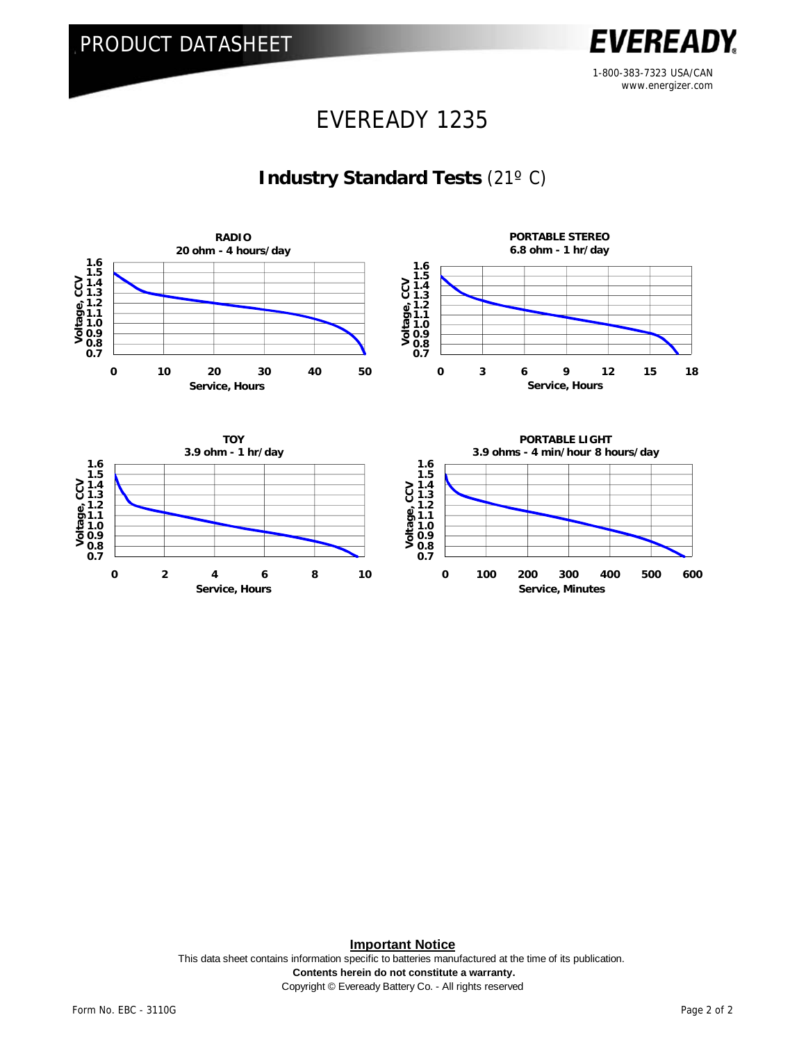PRODUCT DATASHEET

EVEREADY

1-800-383-7323 USA/CAN
www.energizer.com

# EVEREADY 1235

## Industry Standard Tests (21º C)

RADIO
20 ohm - 4 hours/day

Voltage, CCV
1.6
1.5
1.4
1.3
1.2
1.1
1.0
0.9
0.8
0.7

0 10 20 30 40 50
Service, Hours

PORTABLE STEREO
6.8 ohm - 1 hr/day

Voltage, CCV
1.6
1.5
1.4
1.3
1.2
1.1
1.0
0.9
0.8
0.7

0 3 6 9 12 15 18
Service, Hours

TOY
3.9 ohm - 1 hr/day

Voltage, CCV
1.6
1.5
1.4
1.3
1.2
1.1
1.0
0.9
0.8
0.7

0 2 4 6 8 10
Service, Hours

PORTABLE LIGHT
3.9 ohms - 4 min/hour 8 hours/day

Voltage, CCV
1.6
1.5
1.4
1.3
1.2
1.1
1.0
0.9
0.8
0.7

0 100 200 300 400 500 600
Service, Minutes

**Important Notice**

This data sheet contains information specific to batteries manufactured at the time of its publication.

**Contents herein do not constitute a warranty.**

Copyright © Eveready Battery Co. - All rights reserved

Form No. EBC - 3110G